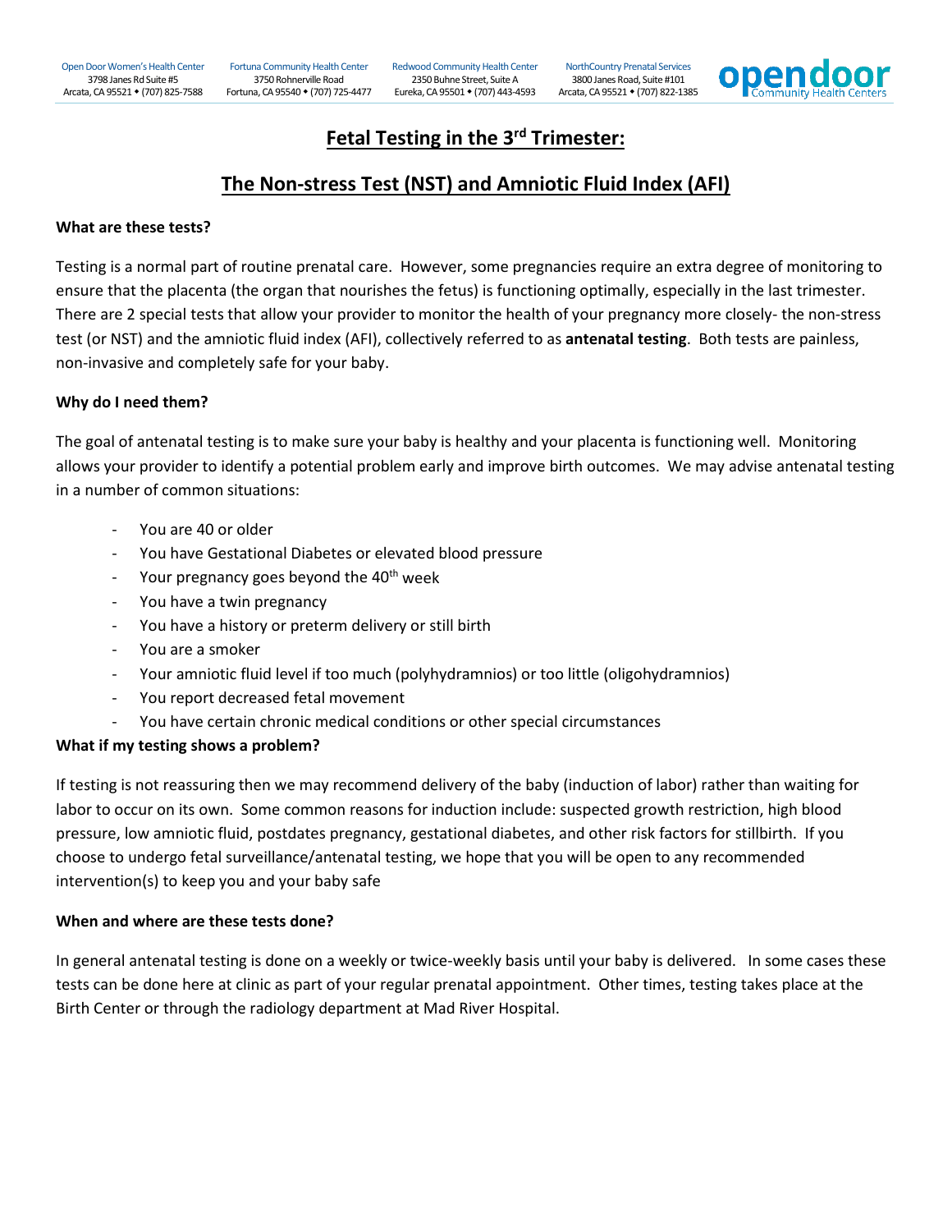Open Door Women's Health Center
3798 Janes Rd Suite #5
Arcata, CA 95521 • (707) 825-7588

Fortuna Community Health Center
3750 Rohnerville Road
Fortuna, CA 95540 • (707) 725-4477

Redwood Community Health Center
2350 Buhne Street, Suite A
Eureka, CA 95501 • (707) 443-4593

NorthCountry Prenatal Services
3800 Janes Road, Suite #101
Arcata, CA 95521 • (707) 822-1385

opendoor Community Health Centers

# Fetal Testing in the 3rd Trimester:

# The Non-stress Test (NST) and Amniotic Fluid Index (AFI)

**What are these tests?**

Testing is a normal part of routine prenatal care. However, some pregnancies require an extra degree of monitoring to ensure that the placenta (the organ that nourishes the fetus) is functioning optimally, especially in the last trimester. There are 2 special tests that allow your provider to monitor the health of your pregnancy more closely- the non-stress test (or NST) and the amniotic fluid index (AFI), collectively referred to as **antenatal testing**. Both tests are painless, non-invasive and completely safe for your baby.

**Why do I need them?**

The goal of antenatal testing is to make sure your baby is healthy and your placenta is functioning well. Monitoring allows your provider to identify a potential problem early and improve birth outcomes. We may advise antenatal testing in a number of common situations:

- You are 40 or older
- You have Gestational Diabetes or elevated blood pressure
- Your pregnancy goes beyond the 40th week
- You have a twin pregnancy
- You have a history or preterm delivery or still birth
- You are a smoker
- Your amniotic fluid level if too much (polyhydramnios) or too little (oligohydramnios)
- You report decreased fetal movement
- You have certain chronic medical conditions or other special circumstances

**What if my testing shows a problem?**

If testing is not reassuring then we may recommend delivery of the baby (induction of labor) rather than waiting for labor to occur on its own. Some common reasons for induction include: suspected growth restriction, high blood pressure, low amniotic fluid, postdates pregnancy, gestational diabetes, and other risk factors for stillbirth. If you choose to undergo fetal surveillance/antenatal testing, we hope that you will be open to any recommended intervention(s) to keep you and your baby safe

**When and where are these tests done?**

In general antenatal testing is done on a weekly or twice-weekly basis until your baby is delivered. In some cases these tests can be done here at clinic as part of your regular prenatal appointment. Other times, testing takes place at the Birth Center or through the radiology department at Mad River Hospital.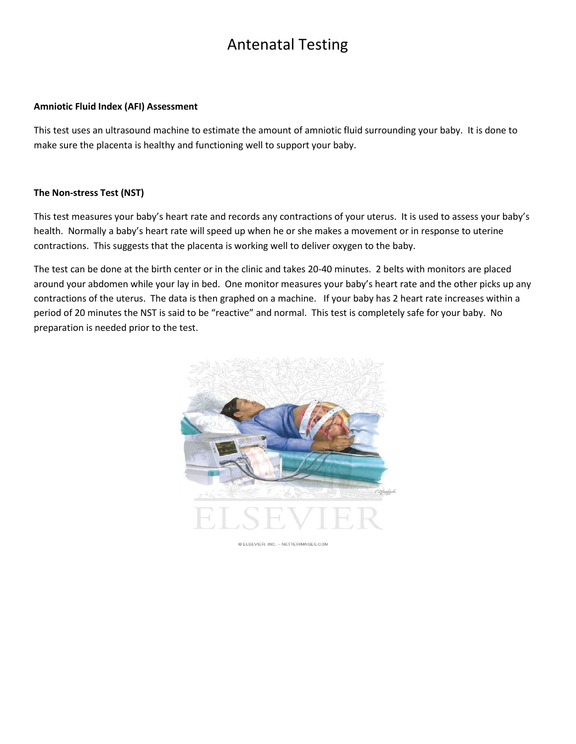# Antenatal Testing

**Amniotic Fluid Index (AFI) Assessment**

This test uses an ultrasound machine to estimate the amount of amniotic fluid surrounding your baby. It is done to make sure the placenta is healthy and functioning well to support your baby.

**The Non-stress Test (NST)**

This test measures your baby's heart rate and records any contractions of your uterus. It is used to assess your baby's health. Normally a baby's heart rate will speed up when he or she makes a movement or in response to uterine contractions. This suggests that the placenta is working well to deliver oxygen to the baby.

The test can be done at the birth center or in the clinic and takes 20-40 minutes. 2 belts with monitors are placed around your abdomen while your lay in bed. One monitor measures your baby's heart rate and the other picks up any contractions of the uterus. The data is then graphed on a machine. If your baby has 2 heart rate increases within a period of 20 minutes the NST is said to be "reactive" and normal. This test is completely safe for your baby. No preparation is needed prior to the test.

© ELSEVIER, INC. – NETTERIMAGES.COM